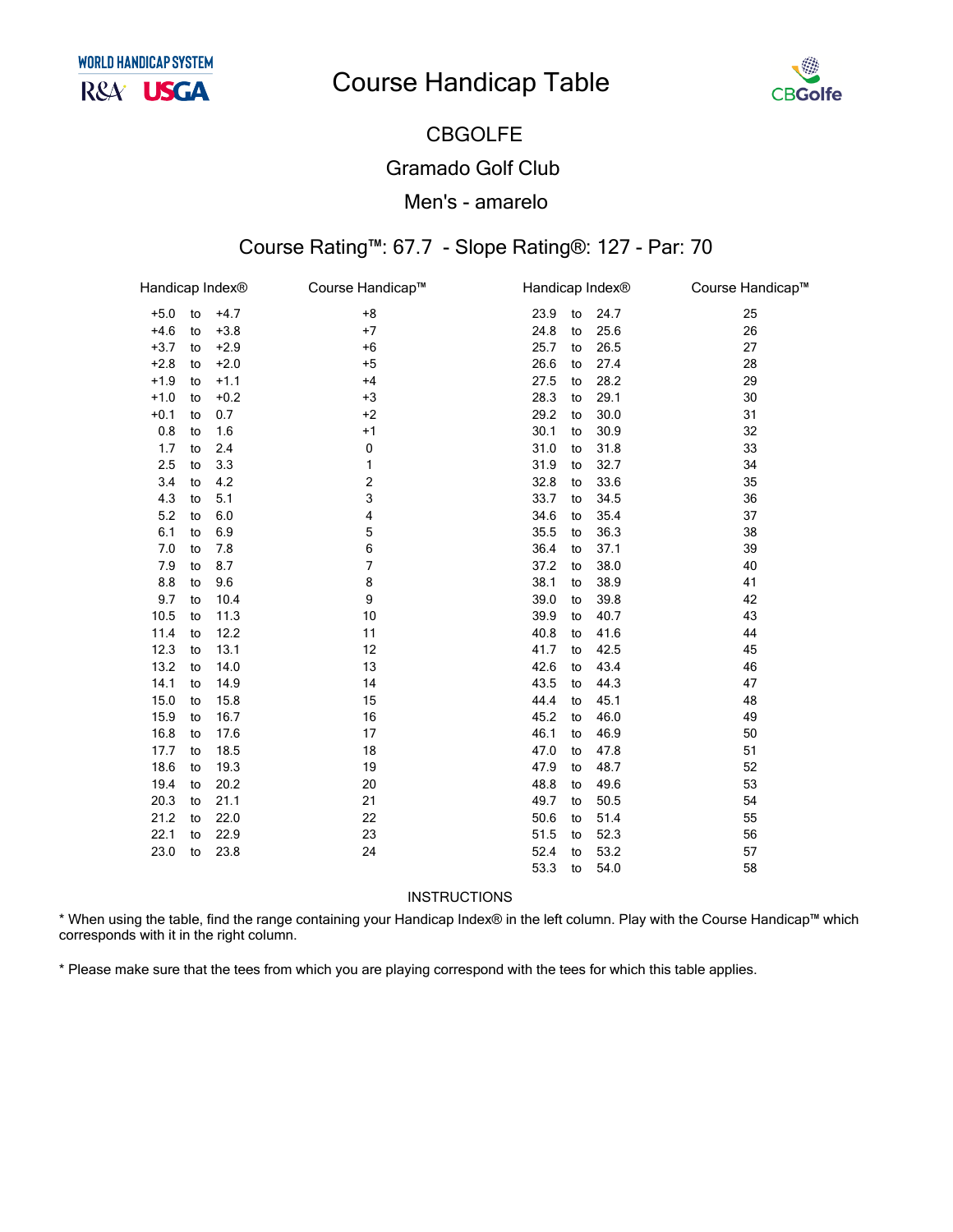WORLD HANDICAP SYSTEM

R&A USGA

# Course Handicap Table

CBGolfe

## CBGOLFE

## Gramado Golf Club

## Men's - amarelo

### Course Rating™: 67.7 - Slope Rating®: 127 - Par: 70

| Handicap Index® | | | Course Handicap™ | Handicap Index® | | | Course Handicap™ |
|---|---|---|---|---|---|---|---|
| +5.0 | to | +4.7 | +8 | 23.9 | to | 24.7 | 25 |
| +4.6 | to | +3.8 | +7 | 24.8 | to | 25.6 | 26 |
| +3.7 | to | +2.9 | +6 | 25.7 | to | 26.5 | 27 |
| +2.8 | to | +2.0 | +5 | 26.6 | to | 27.4 | 28 |
| +1.9 | to | +1.1 | +4 | 27.5 | to | 28.2 | 29 |
| +1.0 | to | +0.2 | +3 | 28.3 | to | 29.1 | 30 |
| +0.1 | to | 0.7 | +2 | 29.2 | to | 30.0 | 31 |
| 0.8 | to | 1.6 | +1 | 30.1 | to | 30.9 | 32 |
| 1.7 | to | 2.4 | 0 | 31.0 | to | 31.8 | 33 |
| 2.5 | to | 3.3 | 1 | 31.9 | to | 32.7 | 34 |
| 3.4 | to | 4.2 | 2 | 32.8 | to | 33.6 | 35 |
| 4.3 | to | 5.1 | 3 | 33.7 | to | 34.5 | 36 |
| 5.2 | to | 6.0 | 4 | 34.6 | to | 35.4 | 37 |
| 6.1 | to | 6.9 | 5 | 35.5 | to | 36.3 | 38 |
| 7.0 | to | 7.8 | 6 | 36.4 | to | 37.1 | 39 |
| 7.9 | to | 8.7 | 7 | 37.2 | to | 38.0 | 40 |
| 8.8 | to | 9.6 | 8 | 38.1 | to | 38.9 | 41 |
| 9.7 | to | 10.4 | 9 | 39.0 | to | 39.8 | 42 |
| 10.5 | to | 11.3 | 10 | 39.9 | to | 40.7 | 43 |
| 11.4 | to | 12.2 | 11 | 40.8 | to | 41.6 | 44 |
| 12.3 | to | 13.1 | 12 | 41.7 | to | 42.5 | 45 |
| 13.2 | to | 14.0 | 13 | 42.6 | to | 43.4 | 46 |
| 14.1 | to | 14.9 | 14 | 43.5 | to | 44.3 | 47 |
| 15.0 | to | 15.8 | 15 | 44.4 | to | 45.1 | 48 |
| 15.9 | to | 16.7 | 16 | 45.2 | to | 46.0 | 49 |
| 16.8 | to | 17.6 | 17 | 46.1 | to | 46.9 | 50 |
| 17.7 | to | 18.5 | 18 | 47.0 | to | 47.8 | 51 |
| 18.6 | to | 19.3 | 19 | 47.9 | to | 48.7 | 52 |
| 19.4 | to | 20.2 | 20 | 48.8 | to | 49.6 | 53 |
| 20.3 | to | 21.1 | 21 | 49.7 | to | 50.5 | 54 |
| 21.2 | to | 22.0 | 22 | 50.6 | to | 51.4 | 55 |
| 22.1 | to | 22.9 | 23 | 51.5 | to | 52.3 | 56 |
| 23.0 | to | 23.8 | 24 | 52.4 | to | 53.2 | 57 |
| | | | | 53.3 | to | 54.0 | 58 |

INSTRUCTIONS

* When using the table, find the range containing your Handicap Index® in the left column. Play with the Course Handicap™ which corresponds with it in the right column.

* Please make sure that the tees from which you are playing correspond with the tees for which this table applies.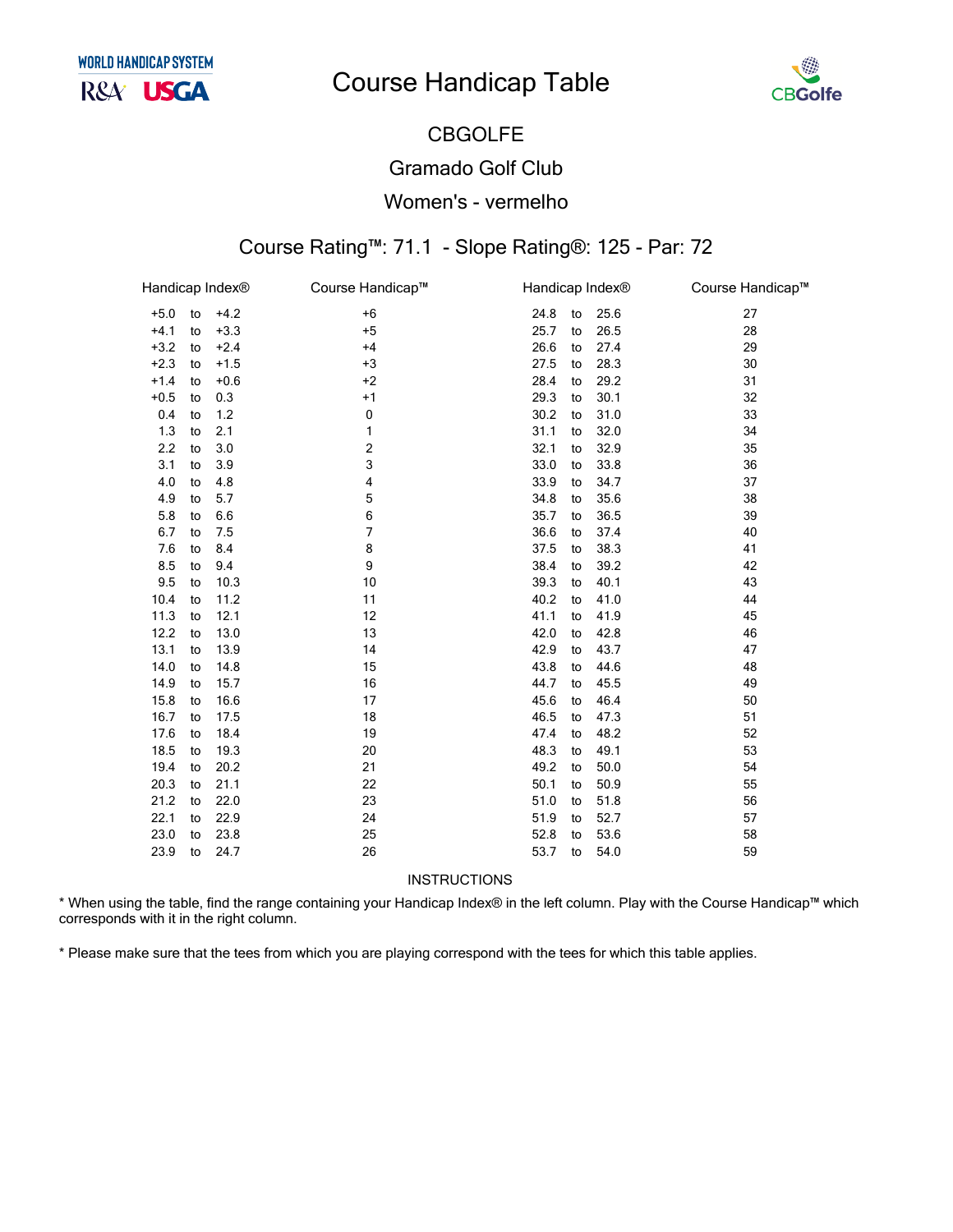# Course Handicap Table

## CBGOLFE

## Gramado Golf Club

## Women's - vermelho

### Course Rating™: 71.1 - Slope Rating®: 125 - Par: 72

| Handicap Index® | | | Course Handicap™ | Handicap Index® | | | Course Handicap™ |
|---|---|---|---|---|---|---|---|
| +5.0 | to | +4.2 | +6 | 24.8 | to | 25.6 | 27 |
| +4.1 | to | +3.3 | +5 | 25.7 | to | 26.5 | 28 |
| +3.2 | to | +2.4 | +4 | 26.6 | to | 27.4 | 29 |
| +2.3 | to | +1.5 | +3 | 27.5 | to | 28.3 | 30 |
| +1.4 | to | +0.6 | +2 | 28.4 | to | 29.2 | 31 |
| +0.5 | to | 0.3 | +1 | 29.3 | to | 30.1 | 32 |
| 0.4 | to | 1.2 | 0 | 30.2 | to | 31.0 | 33 |
| 1.3 | to | 2.1 | 1 | 31.1 | to | 32.0 | 34 |
| 2.2 | to | 3.0 | 2 | 32.1 | to | 32.9 | 35 |
| 3.1 | to | 3.9 | 3 | 33.0 | to | 33.8 | 36 |
| 4.0 | to | 4.8 | 4 | 33.9 | to | 34.7 | 37 |
| 4.9 | to | 5.7 | 5 | 34.8 | to | 35.6 | 38 |
| 5.8 | to | 6.6 | 6 | 35.7 | to | 36.5 | 39 |
| 6.7 | to | 7.5 | 7 | 36.6 | to | 37.4 | 40 |
| 7.6 | to | 8.4 | 8 | 37.5 | to | 38.3 | 41 |
| 8.5 | to | 9.4 | 9 | 38.4 | to | 39.2 | 42 |
| 9.5 | to | 10.3 | 10 | 39.3 | to | 40.1 | 43 |
| 10.4 | to | 11.2 | 11 | 40.2 | to | 41.0 | 44 |
| 11.3 | to | 12.1 | 12 | 41.1 | to | 41.9 | 45 |
| 12.2 | to | 13.0 | 13 | 42.0 | to | 42.8 | 46 |
| 13.1 | to | 13.9 | 14 | 42.9 | to | 43.7 | 47 |
| 14.0 | to | 14.8 | 15 | 43.8 | to | 44.6 | 48 |
| 14.9 | to | 15.7 | 16 | 44.7 | to | 45.5 | 49 |
| 15.8 | to | 16.6 | 17 | 45.6 | to | 46.4 | 50 |
| 16.7 | to | 17.5 | 18 | 46.5 | to | 47.3 | 51 |
| 17.6 | to | 18.4 | 19 | 47.4 | to | 48.2 | 52 |
| 18.5 | to | 19.3 | 20 | 48.3 | to | 49.1 | 53 |
| 19.4 | to | 20.2 | 21 | 49.2 | to | 50.0 | 54 |
| 20.3 | to | 21.1 | 22 | 50.1 | to | 50.9 | 55 |
| 21.2 | to | 22.0 | 23 | 51.0 | to | 51.8 | 56 |
| 22.1 | to | 22.9 | 24 | 51.9 | to | 52.7 | 57 |
| 23.0 | to | 23.8 | 25 | 52.8 | to | 53.6 | 58 |
| 23.9 | to | 24.7 | 26 | 53.7 | to | 54.0 | 59 |

INSTRUCTIONS

* When using the table, find the range containing your Handicap Index® in the left column. Play with the Course Handicap™ which corresponds with it in the right column.

* Please make sure that the tees from which you are playing correspond with the tees for which this table applies.